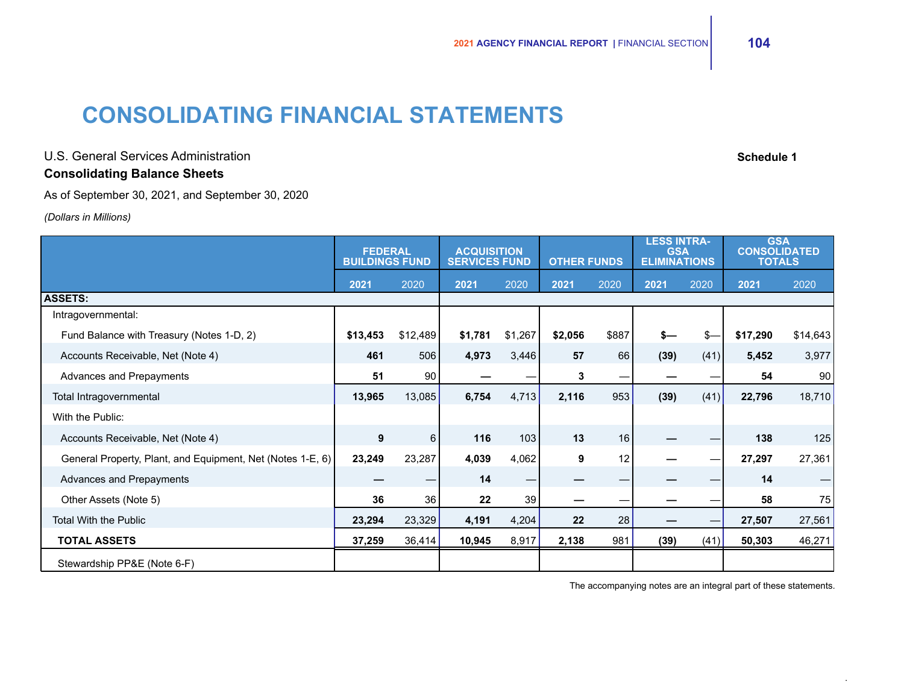# CONSOLIDATING FINANCIAL STATEMENTS

U.S. General Services Administration

**Schedule 1**

**Consolidating Balance Sheets**

As of September 30, 2021, and September 30, 2020

*(Dollars in Millions)*

| | FEDERAL BUILDINGS FUND | | ACQUISITION SERVICES FUND | | OTHER FUNDS | | LESS INTRA-GSA ELIMINATIONS | | GSA CONSOLIDATED TOTALS | |
|---|---|---|---|---|---|---|---|---|---|---|
| | **2021** | 2020 | **2021** | 2020 | **2021** | 2020 | **2021** | 2020 | **2021** | 2020 |
| **ASSETS:** | | | | | | | | | | |
| Intragovernmental: | | | | | | | | | | |
| Fund Balance with Treasury (Notes 1-D, 2) | **$13,453** | $12,489 | **$1,781** | $1,267 | **$2,056** | $887 | **$—** | $— | **$17,290** | $14,643 |
| Accounts Receivable, Net (Note 4) | **461** | 506 | **4,973** | 3,446 | **57** | 66 | **(39)** | (41) | **5,452** | 3,977 |
| Advances and Prepayments | **51** | 90 | **—** | — | **3** | — | **—** | — | **54** | 90 |
| Total Intragovernmental | **13,965** | 13,085 | **6,754** | 4,713 | **2,116** | 953 | **(39)** | (41) | **22,796** | 18,710 |
| With the Public: | | | | | | | | | | |
| Accounts Receivable, Net (Note 4) | **9** | 6 | **116** | 103 | **13** | 16 | **—** | — | **138** | 125 |
| General Property, Plant, and Equipment, Net (Notes 1-E, 6) | **23,249** | 23,287 | **4,039** | 4,062 | **9** | 12 | **—** | — | **27,297** | 27,361 |
| Advances and Prepayments | **—** | — | **14** | — | **—** | — | **—** | — | **14** | — |
| Other Assets (Note 5) | **36** | 36 | **22** | 39 | **—** | — | **—** | — | **58** | 75 |
| Total With the Public | **23,294** | 23,329 | **4,191** | 4,204 | **22** | 28 | **—** | — | **27,507** | 27,561 |
| **TOTAL ASSETS** | **37,259** | 36,414 | **10,945** | 8,917 | **2,138** | 981 | **(39)** | (41) | **50,303** | 46,271 |
| Stewardship PP&E (Note 6-F) | | | | | | | | | | |

The accompanying notes are an integral part of these statements.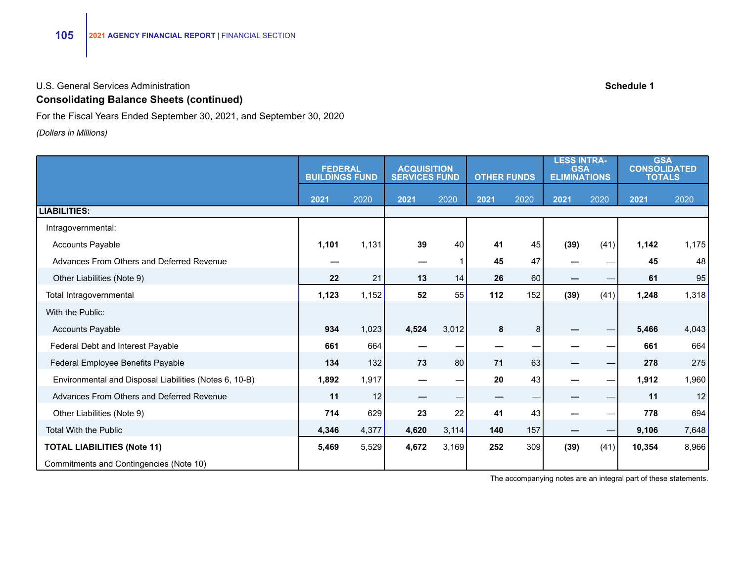U.S. General Services Administration

**Schedule 1**

## Consolidating Balance Sheets (continued)

For the Fiscal Years Ended September 30, 2021, and September 30, 2020

*(Dollars in Millions)*

| | FEDERAL BUILDINGS FUND | | ACQUISITION SERVICES FUND | | OTHER FUNDS | | LESS INTRA-GSA ELIMINATIONS | | GSA CONSOLIDATED TOTALS | |
|---|---|---|---|---|---|---|---|---|---|---|
| | **2021** | 2020 | **2021** | 2020 | **2021** | 2020 | **2021** | 2020 | **2021** | 2020 |
| **LIABILITIES:** | | | | | | | | | | |
| Intragovernmental: | | | | | | | | | | |
| Accounts Payable | **1,101** | 1,131 | **39** | 40 | **41** | 45 | **(39)** | (41) | **1,142** | 1,175 |
| Advances From Others and Deferred Revenue | **—** | | **—** | 1 | **45** | 47 | **—** | — | **45** | 48 |
| Other Liabilities (Note 9) | **22** | 21 | **13** | 14 | **26** | 60 | **—** | — | **61** | 95 |
| Total Intragovernmental | **1,123** | 1,152 | **52** | 55 | **112** | 152 | **(39)** | (41) | **1,248** | 1,318 |
| With the Public: | | | | | | | | | | |
| Accounts Payable | **934** | 1,023 | **4,524** | 3,012 | **8** | 8 | **—** | — | **5,466** | 4,043 |
| Federal Debt and Interest Payable | **661** | 664 | **—** | — | **—** | — | **—** | — | **661** | 664 |
| Federal Employee Benefits Payable | **134** | 132 | **73** | 80 | **71** | 63 | **—** | — | **278** | 275 |
| Environmental and Disposal Liabilities (Notes 6, 10-B) | **1,892** | 1,917 | **—** | — | **20** | 43 | **—** | — | **1,912** | 1,960 |
| Advances From Others and Deferred Revenue | **11** | 12 | **—** | — | **—** | — | **—** | — | **11** | 12 |
| Other Liabilities (Note 9) | **714** | 629 | **23** | 22 | **41** | 43 | **—** | — | **778** | 694 |
| Total With the Public | **4,346** | 4,377 | **4,620** | 3,114 | **140** | 157 | **—** | — | **9,106** | 7,648 |
| **TOTAL LIABILITIES (Note 11)** | **5,469** | 5,529 | **4,672** | 3,169 | **252** | 309 | **(39)** | (41) | **10,354** | 8,966 |
| Commitments and Contingencies (Note 10) | | | | | | | | | | |

The accompanying notes are an integral part of these statements.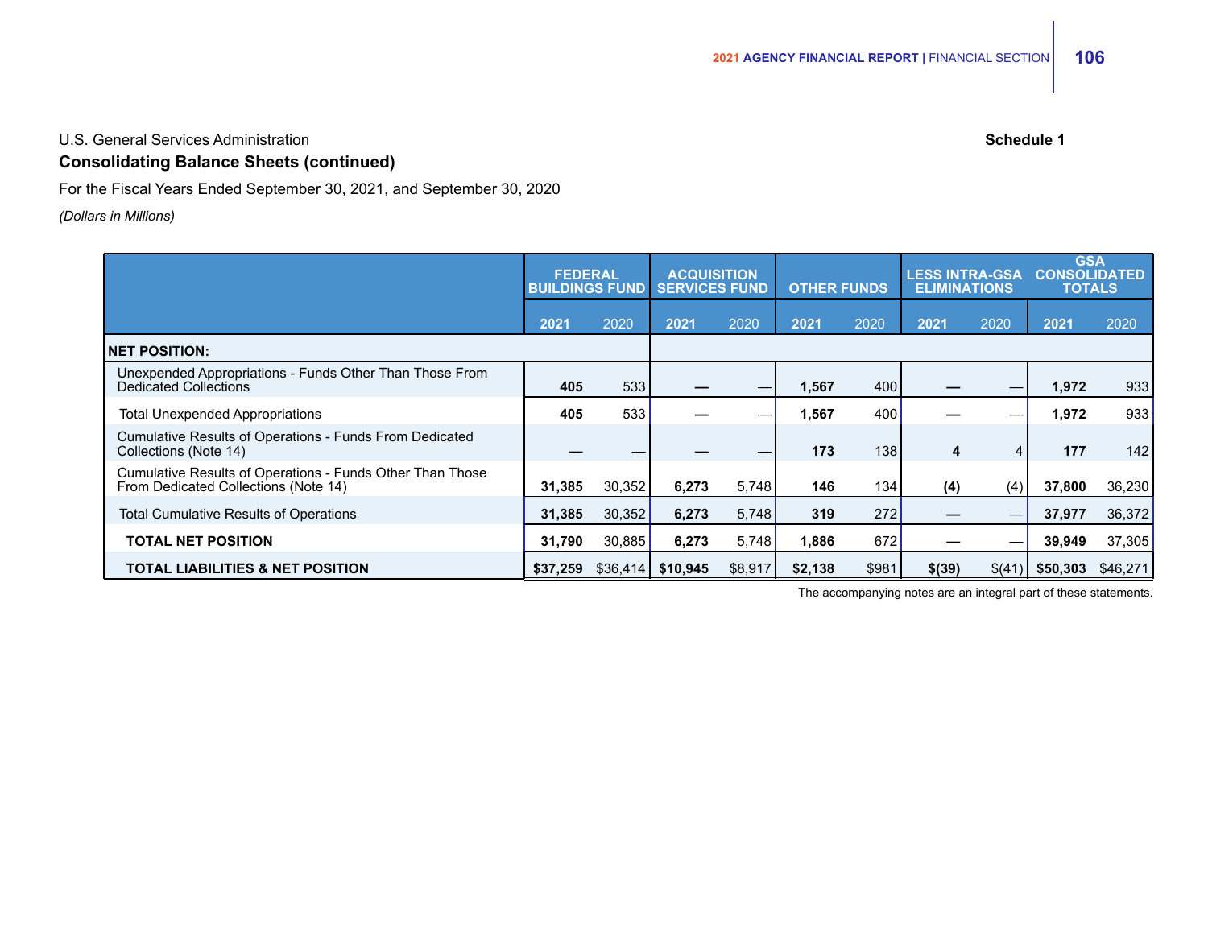U.S. General Services Administration

**Schedule 1**

## Consolidating Balance Sheets (continued)

For the Fiscal Years Ended September 30, 2021, and September 30, 2020

*(Dollars in Millions)*

| | FEDERAL BUILDINGS FUND | | ACQUISITION SERVICES FUND | | OTHER FUNDS | | LESS INTRA-GSA ELIMINATIONS | | GSA CONSOLIDATED TOTALS | |
|---|---|---|---|---|---|---|---|---|---|---|
| | **2021** | 2020 | **2021** | 2020 | **2021** | 2020 | **2021** | 2020 | **2021** | 2020 |
| **NET POSITION:** | | | | | | | | | | |
| Unexpended Appropriations - Funds Other Than Those From Dedicated Collections | **405** | 533 | **—** | — | **1,567** | 400 | **—** | — | **1,972** | 933 |
| Total Unexpended Appropriations | **405** | 533 | **—** | — | **1,567** | 400 | **—** | — | **1,972** | 933 |
| Cumulative Results of Operations - Funds From Dedicated Collections (Note 14) | **—** | — | **—** | — | **173** | 138 | **4** | 4 | **177** | 142 |
| Cumulative Results of Operations - Funds Other Than Those From Dedicated Collections (Note 14) | **31,385** | 30,352 | **6,273** | 5,748 | **146** | 134 | **(4)** | (4) | **37,800** | 36,230 |
| Total Cumulative Results of Operations | **31,385** | 30,352 | **6,273** | 5,748 | **319** | 272 | **—** | — | **37,977** | 36,372 |
| **TOTAL NET POSITION** | **31,790** | 30,885 | **6,273** | 5,748 | **1,886** | 672 | **—** | — | **39,949** | 37,305 |
| **TOTAL LIABILITIES & NET POSITION** | **$37,259** | $36,414 | **$10,945** | $8,917 | **$2,138** | $981 | **$(39)** | $(41) | **$50,303** | $46,271 |

The accompanying notes are an integral part of these statements.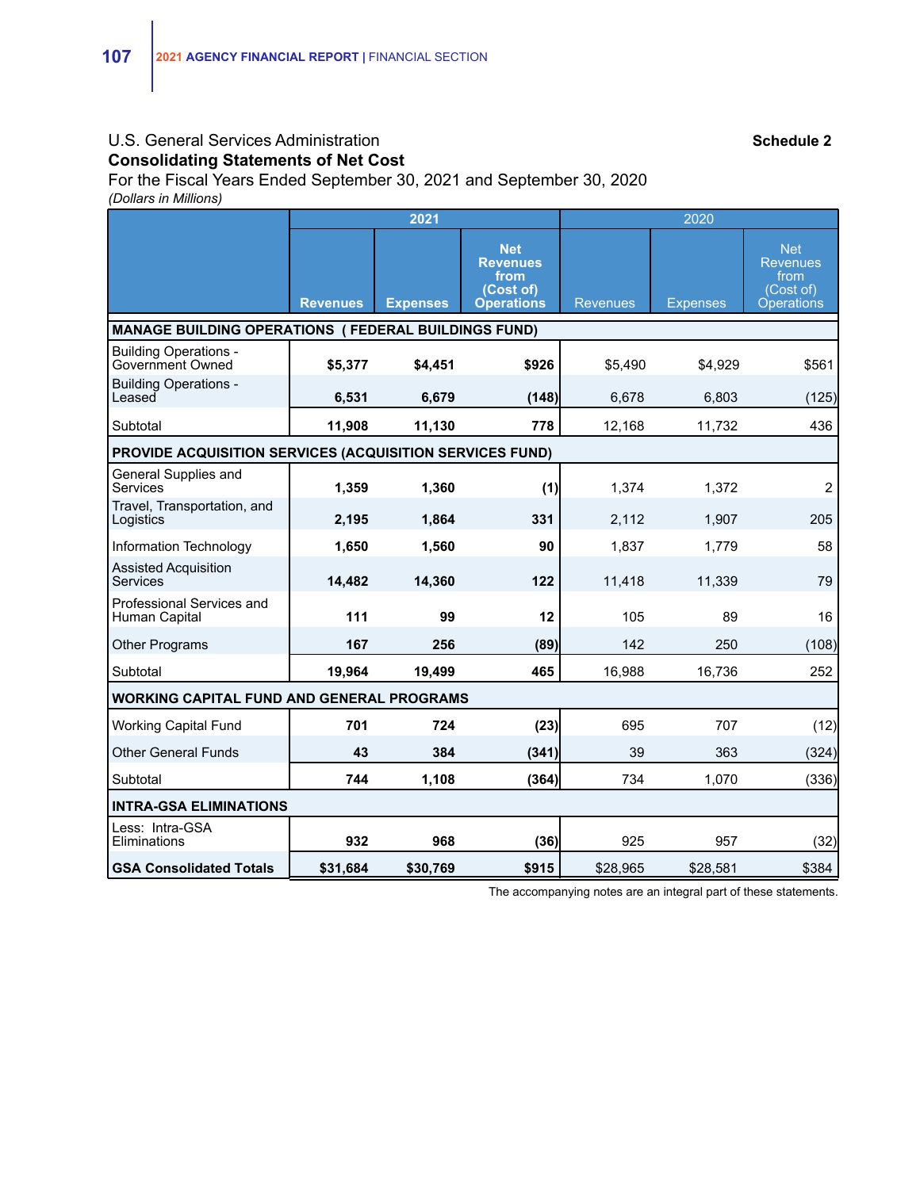U.S. General Services Administration **Schedule 2**

**Consolidating Statements of Net Cost**

For the Fiscal Years Ended September 30, 2021 and September 30, 2020

*(Dollars in Millions)*

| | 2021 | | | 2020 | | |
|---|---|---|---|---|---|---|
| | **Revenues** | **Expenses** | **Net Revenues from (Cost of) Operations** | Revenues | Expenses | Net Revenues from (Cost of) Operations |
| **MANAGE BUILDING OPERATIONS ( FEDERAL BUILDINGS FUND)** | | | | | | |
| Building Operations - Government Owned | **$5,377** | **$4,451** | **$926** | $5,490 | $4,929 | $561 |
| Building Operations - Leased | **6,531** | **6,679** | **(148)** | 6,678 | 6,803 | (125) |
| Subtotal | **11,908** | **11,130** | **778** | 12,168 | 11,732 | 436 |
| **PROVIDE ACQUISITION SERVICES (ACQUISITION SERVICES FUND)** | | | | | | |
| General Supplies and Services | **1,359** | **1,360** | **(1)** | 1,374 | 1,372 | 2 |
| Travel, Transportation, and Logistics | **2,195** | **1,864** | **331** | 2,112 | 1,907 | 205 |
| Information Technology | **1,650** | **1,560** | **90** | 1,837 | 1,779 | 58 |
| Assisted Acquisition Services | **14,482** | **14,360** | **122** | 11,418 | 11,339 | 79 |
| Professional Services and Human Capital | **111** | **99** | **12** | 105 | 89 | 16 |
| Other Programs | **167** | **256** | **(89)** | 142 | 250 | (108) |
| Subtotal | **19,964** | **19,499** | **465** | 16,988 | 16,736 | 252 |
| **WORKING CAPITAL FUND AND GENERAL PROGRAMS** | | | | | | |
| Working Capital Fund | **701** | **724** | **(23)** | 695 | 707 | (12) |
| Other General Funds | **43** | **384** | **(341)** | 39 | 363 | (324) |
| Subtotal | **744** | **1,108** | **(364)** | 734 | 1,070 | (336) |
| **INTRA-GSA ELIMINATIONS** | | | | | | |
| Less: Intra-GSA Eliminations | **932** | **968** | **(36)** | 925 | 957 | (32) |
| **GSA Consolidated Totals** | **$31,684** | **$30,769** | **$915** | $28,965 | $28,581 | $384 |

The accompanying notes are an integral part of these statements.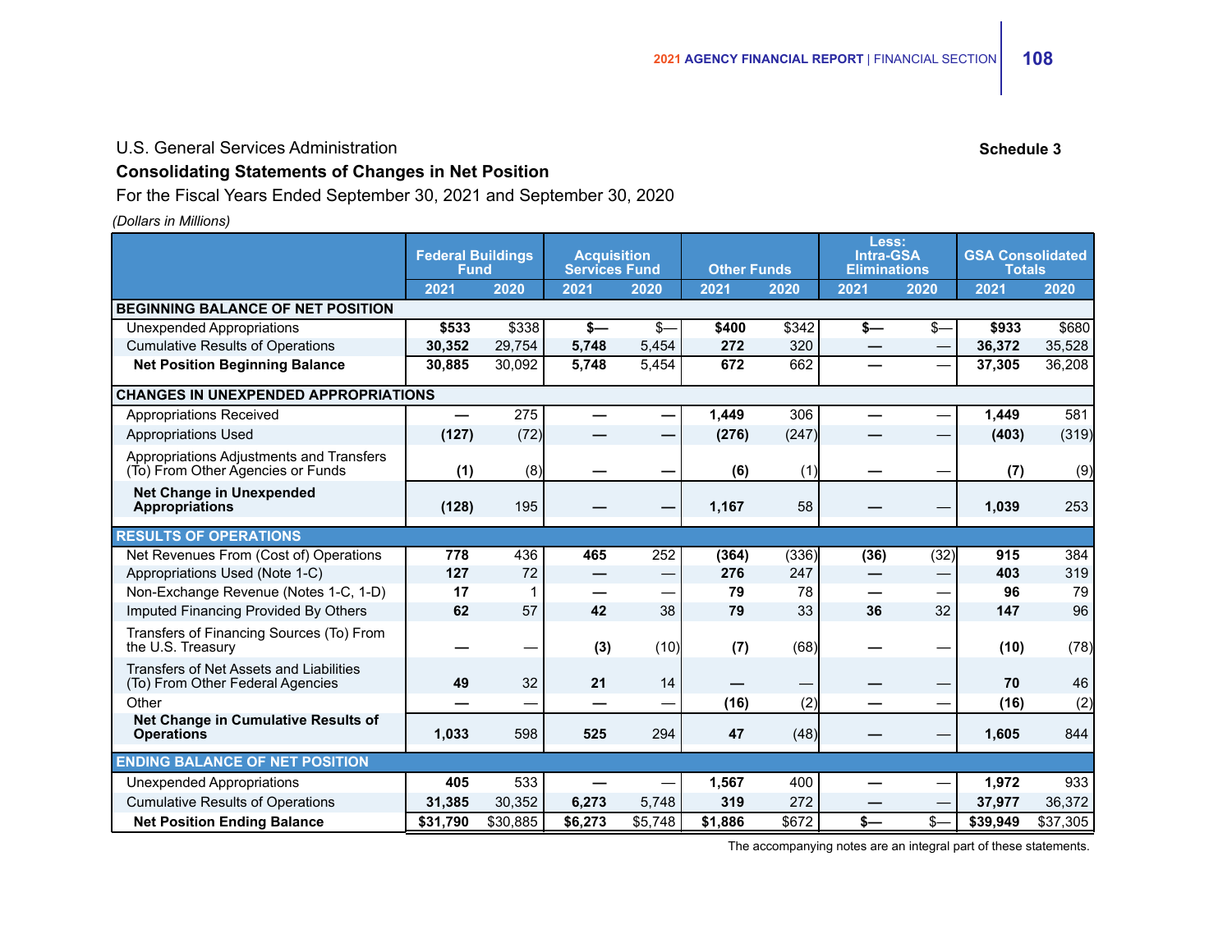U.S. General Services Administration

**Schedule 3**

**Consolidating Statements of Changes in Net Position**

For the Fiscal Years Ended September 30, 2021 and September 30, 2020

*(Dollars in Millions)*

| | Federal Buildings Fund | | Acquisition Services Fund | | Other Funds | | Less: Intra-GSA Eliminations | | GSA Consolidated Totals | |
|---|---|---|---|---|---|---|---|---|---|---|
| | 2021 | 2020 | 2021 | 2020 | 2021 | 2020 | 2021 | 2020 | 2021 | 2020 |
| **BEGINNING BALANCE OF NET POSITION** | | | | | | | | | | |
| Unexpended Appropriations | **$533** | $338 | **$—** | $— | **$400** | $342 | **$—** | $— | **$933** | $680 |
| Cumulative Results of Operations | **30,352** | 29,754 | **5,748** | 5,454 | **272** | 320 | **—** | — | **36,372** | 35,528 |
| **Net Position Beginning Balance** | **30,885** | 30,092 | **5,748** | 5,454 | **672** | 662 | **—** | — | **37,305** | 36,208 |
| **CHANGES IN UNEXPENDED APPROPRIATIONS** | | | | | | | | | | |
| Appropriations Received | **—** | 275 | **—** | **—** | **1,449** | 306 | **—** | — | **1,449** | 581 |
| Appropriations Used | **(127)** | (72) | **—** | **—** | **(276)** | (247) | **—** | — | **(403)** | (319) |
| Appropriations Adjustments and Transfers (To) From Other Agencies or Funds | **(1)** | (8) | **—** | **—** | **(6)** | (1) | **—** | — | **(7)** | (9) |
| **Net Change in Unexpended Appropriations** | **(128)** | 195 | **—** | **—** | **1,167** | 58 | **—** | — | **1,039** | 253 |
| **RESULTS OF OPERATIONS** | | | | | | | | | | |
| Net Revenues From (Cost of) Operations | **778** | 436 | **465** | 252 | **(364)** | (336) | **(36)** | (32) | **915** | 384 |
| Appropriations Used (Note 1-C) | **127** | 72 | **—** | — | **276** | 247 | **—** | — | **403** | 319 |
| Non-Exchange Revenue (Notes 1-C, 1-D) | **17** | 1 | **—** | — | **79** | 78 | **—** | — | **96** | 79 |
| Imputed Financing Provided By Others | **62** | 57 | **42** | 38 | **79** | 33 | **36** | 32 | **147** | 96 |
| Transfers of Financing Sources (To) From the U.S. Treasury | **—** | — | **(3)** | (10) | **(7)** | (68) | **—** | — | **(10)** | (78) |
| Transfers of Net Assets and Liabilities (To) From Other Federal Agencies | **49** | 32 | **21** | 14 | **—** | — | **—** | — | **70** | 46 |
| Other | **—** | — | **—** | — | **(16)** | (2) | **—** | — | **(16)** | (2) |
| **Net Change in Cumulative Results of Operations** | **1,033** | 598 | **525** | 294 | **47** | (48) | **—** | — | **1,605** | 844 |
| **ENDING BALANCE OF NET POSITION** | | | | | | | | | | |
| Unexpended Appropriations | **405** | 533 | **—** | — | **1,567** | 400 | **—** | — | **1,972** | 933 |
| Cumulative Results of Operations | **31,385** | 30,352 | **6,273** | 5,748 | **319** | 272 | **—** | — | **37,977** | 36,372 |
| **Net Position Ending Balance** | **$31,790** | $30,885 | **$6,273** | $5,748 | **$1,886** | $672 | **$—** | $— | **$39,949** | $37,305 |

The accompanying notes are an integral part of these statements.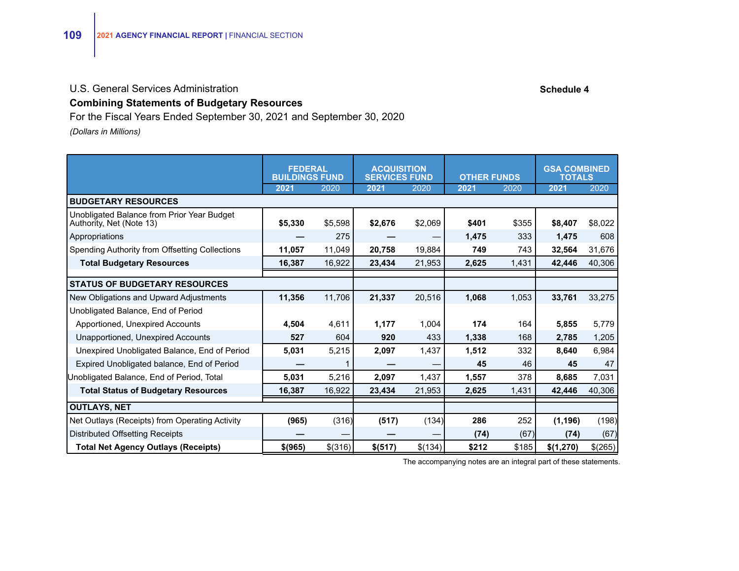U.S. General Services Administration

**Schedule 4**

**Combining Statements of Budgetary Resources**

For the Fiscal Years Ended September 30, 2021 and September 30, 2020

*(Dollars in Millions)*

| | FEDERAL BUILDINGS FUND | | ACQUISITION SERVICES FUND | | OTHER FUNDS | | GSA COMBINED TOTALS | |
|---|---|---|---|---|---|---|---|---|
| | **2021** | 2020 | **2021** | 2020 | **2021** | 2020 | **2021** | 2020 |
| **BUDGETARY RESOURCES** | | | | | | | | |
| Unobligated Balance from Prior Year Budget Authority, Net (Note 13) | **$5,330** | $5,598 | **$2,676** | $2,069 | **$401** | $355 | **$8,407** | $8,022 |
| Appropriations | **—** | 275 | **—** | — | **1,475** | 333 | **1,475** | 608 |
| Spending Authority from Offsetting Collections | **11,057** | 11,049 | **20,758** | 19,884 | **749** | 743 | **32,564** | 31,676 |
| **Total Budgetary Resources** | **16,387** | 16,922 | **23,434** | 21,953 | **2,625** | 1,431 | **42,446** | 40,306 |
| **STATUS OF BUDGETARY RESOURCES** | | | | | | | | |
| New Obligations and Upward Adjustments | **11,356** | 11,706 | **21,337** | 20,516 | **1,068** | 1,053 | **33,761** | 33,275 |
| Unobligated Balance, End of Period | | | | | | | | |
| Apportioned, Unexpired Accounts | **4,504** | 4,611 | **1,177** | 1,004 | **174** | 164 | **5,855** | 5,779 |
| Unapportioned, Unexpired Accounts | **527** | 604 | **920** | 433 | **1,338** | 168 | **2,785** | 1,205 |
| Unexpired Unobligated Balance, End of Period | **5,031** | 5,215 | **2,097** | 1,437 | **1,512** | 332 | **8,640** | 6,984 |
| Expired Unobligated balance, End of Period | **—** | 1 | **—** | — | **45** | 46 | **45** | 47 |
| Unobligated Balance, End of Period, Total | **5,031** | 5,216 | **2,097** | 1,437 | **1,557** | 378 | **8,685** | 7,031 |
| **Total Status of Budgetary Resources** | **16,387** | 16,922 | **23,434** | 21,953 | **2,625** | 1,431 | **42,446** | 40,306 |
| **OUTLAYS, NET** | | | | | | | | |
| Net Outlays (Receipts) from Operating Activity | **(965)** | (316) | **(517)** | (134) | **286** | 252 | **(1,196)** | (198) |
| Distributed Offsetting Receipts | **—** | — | **—** | — | **(74)** | (67) | **(74)** | (67) |
| **Total Net Agency Outlays (Receipts)** | **$(965)** | $(316) | **$(517)** | $(134) | **$212** | $185 | **$(1,270)** | $(265) |

The accompanying notes are an integral part of these statements.